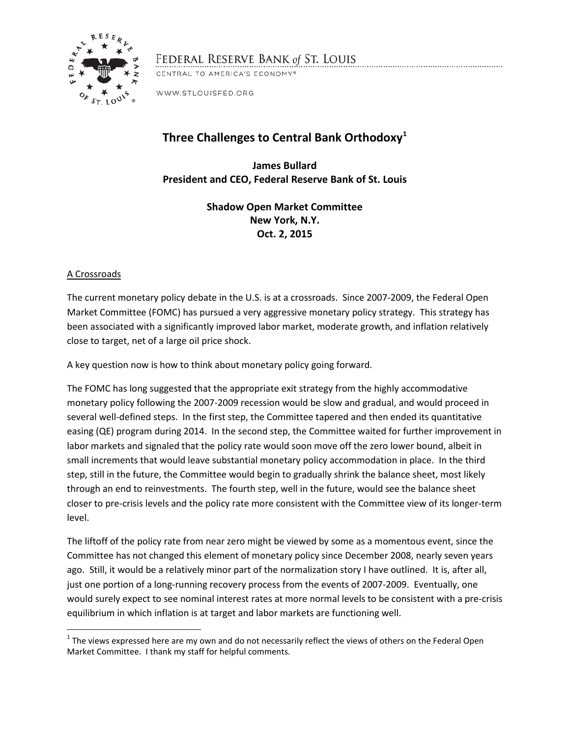FEDERAL RESERVE BANK *of* ST. LOUIS

CENTRAL TO AMERICA'S ECONOMY®

WWW.STLOUISFED.ORG

# Three Challenges to Central Bank Orthodoxy[1]

**James Bullard**
**President and CEO, Federal Reserve Bank of St. Louis**

**Shadow Open Market Committee**
**New York, N.Y.**
**Oct. 2, 2015**

## A Crossroads

The current monetary policy debate in the U.S. is at a crossroads. Since 2007-2009, the Federal Open Market Committee (FOMC) has pursued a very aggressive monetary policy strategy. This strategy has been associated with a significantly improved labor market, moderate growth, and inflation relatively close to target, net of a large oil price shock.

A key question now is how to think about monetary policy going forward.

The FOMC has long suggested that the appropriate exit strategy from the highly accommodative monetary policy following the 2007-2009 recession would be slow and gradual, and would proceed in several well-defined steps. In the first step, the Committee tapered and then ended its quantitative easing (QE) program during 2014. In the second step, the Committee waited for further improvement in labor markets and signaled that the policy rate would soon move off the zero lower bound, albeit in small increments that would leave substantial monetary policy accommodation in place. In the third step, still in the future, the Committee would begin to gradually shrink the balance sheet, most likely through an end to reinvestments. The fourth step, well in the future, would see the balance sheet closer to pre-crisis levels and the policy rate more consistent with the Committee view of its longer-term level.

The liftoff of the policy rate from near zero might be viewed by some as a momentous event, since the Committee has not changed this element of monetary policy since December 2008, nearly seven years ago. Still, it would be a relatively minor part of the normalization story I have outlined. It is, after all, just one portion of a long-running recovery process from the events of 2007-2009. Eventually, one would surely expect to see nominal interest rates at more normal levels to be consistent with a pre-crisis equilibrium in which inflation is at target and labor markets are functioning well.

[1] The views expressed here are my own and do not necessarily reflect the views of others on the Federal Open Market Committee. I thank my staff for helpful comments.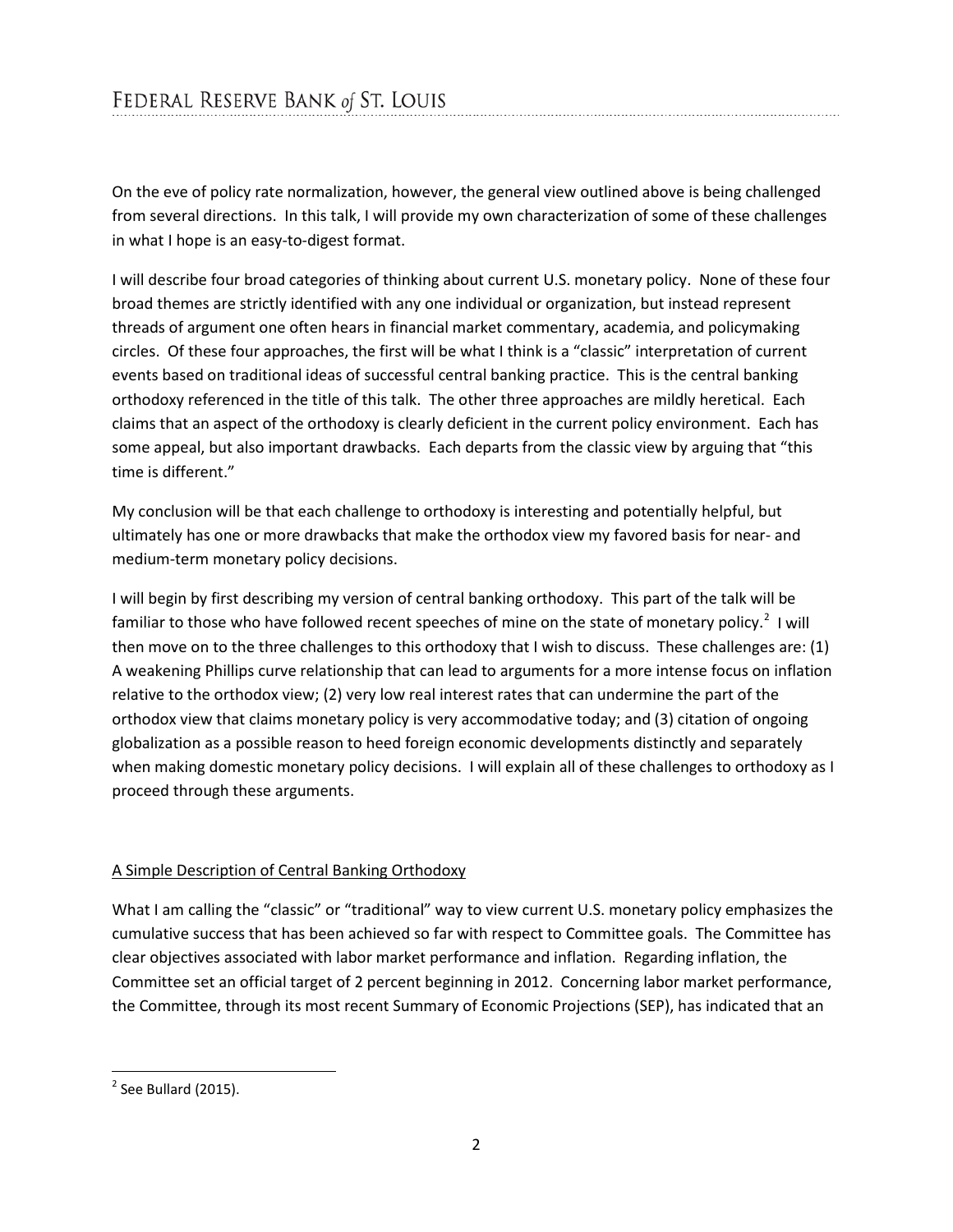On the eve of policy rate normalization, however, the general view outlined above is being challenged from several directions. In this talk, I will provide my own characterization of some of these challenges in what I hope is an easy-to-digest format.

I will describe four broad categories of thinking about current U.S. monetary policy. None of these four broad themes are strictly identified with any one individual or organization, but instead represent threads of argument one often hears in financial market commentary, academia, and policymaking circles. Of these four approaches, the first will be what I think is a "classic" interpretation of current events based on traditional ideas of successful central banking practice. This is the central banking orthodoxy referenced in the title of this talk. The other three approaches are mildly heretical. Each claims that an aspect of the orthodoxy is clearly deficient in the current policy environment. Each has some appeal, but also important drawbacks. Each departs from the classic view by arguing that "this time is different."

My conclusion will be that each challenge to orthodoxy is interesting and potentially helpful, but ultimately has one or more drawbacks that make the orthodox view my favored basis for near- and medium-term monetary policy decisions.

I will begin by first describing my version of central banking orthodoxy. This part of the talk will be familiar to those who have followed recent speeches of mine on the state of monetary policy.[2] I will then move on to the three challenges to this orthodoxy that I wish to discuss. These challenges are: (1) A weakening Phillips curve relationship that can lead to arguments for a more intense focus on inflation relative to the orthodox view; (2) very low real interest rates that can undermine the part of the orthodox view that claims monetary policy is very accommodative today; and (3) citation of ongoing globalization as a possible reason to heed foreign economic developments distinctly and separately when making domestic monetary policy decisions. I will explain all of these challenges to orthodoxy as I proceed through these arguments.

## A Simple Description of Central Banking Orthodoxy

What I am calling the "classic" or "traditional" way to view current U.S. monetary policy emphasizes the cumulative success that has been achieved so far with respect to Committee goals. The Committee has clear objectives associated with labor market performance and inflation. Regarding inflation, the Committee set an official target of 2 percent beginning in 2012. Concerning labor market performance, the Committee, through its most recent Summary of Economic Projections (SEP), has indicated that an

[2] See Bullard (2015).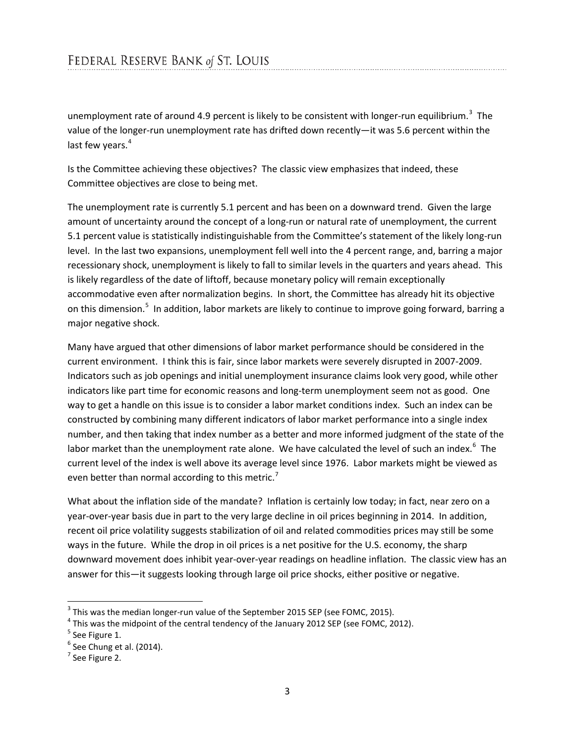unemployment rate of around 4.9 percent is likely to be consistent with longer-run equilibrium.[3] The value of the longer-run unemployment rate has drifted down recently—it was 5.6 percent within the last few years.[4]

Is the Committee achieving these objectives? The classic view emphasizes that indeed, these Committee objectives are close to being met.

The unemployment rate is currently 5.1 percent and has been on a downward trend. Given the large amount of uncertainty around the concept of a long-run or natural rate of unemployment, the current 5.1 percent value is statistically indistinguishable from the Committee's statement of the likely long-run level. In the last two expansions, unemployment fell well into the 4 percent range, and, barring a major recessionary shock, unemployment is likely to fall to similar levels in the quarters and years ahead. This is likely regardless of the date of liftoff, because monetary policy will remain exceptionally accommodative even after normalization begins. In short, the Committee has already hit its objective on this dimension.[5] In addition, labor markets are likely to continue to improve going forward, barring a major negative shock.

Many have argued that other dimensions of labor market performance should be considered in the current environment. I think this is fair, since labor markets were severely disrupted in 2007-2009. Indicators such as job openings and initial unemployment insurance claims look very good, while other indicators like part time for economic reasons and long-term unemployment seem not as good. One way to get a handle on this issue is to consider a labor market conditions index. Such an index can be constructed by combining many different indicators of labor market performance into a single index number, and then taking that index number as a better and more informed judgment of the state of the labor market than the unemployment rate alone. We have calculated the level of such an index.[6] The current level of the index is well above its average level since 1976. Labor markets might be viewed as even better than normal according to this metric.[7]

What about the inflation side of the mandate? Inflation is certainly low today; in fact, near zero on a year-over-year basis due in part to the very large decline in oil prices beginning in 2014. In addition, recent oil price volatility suggests stabilization of oil and related commodities prices may still be some ways in the future. While the drop in oil prices is a net positive for the U.S. economy, the sharp downward movement does inhibit year-over-year readings on headline inflation. The classic view has an answer for this—it suggests looking through large oil price shocks, either positive or negative.

---

[3] This was the median longer-run value of the September 2015 SEP (see FOMC, 2015).

[4] This was the midpoint of the central tendency of the January 2012 SEP (see FOMC, 2012).

[5] See Figure 1.

[6] See Chung et al. (2014).

[7] See Figure 2.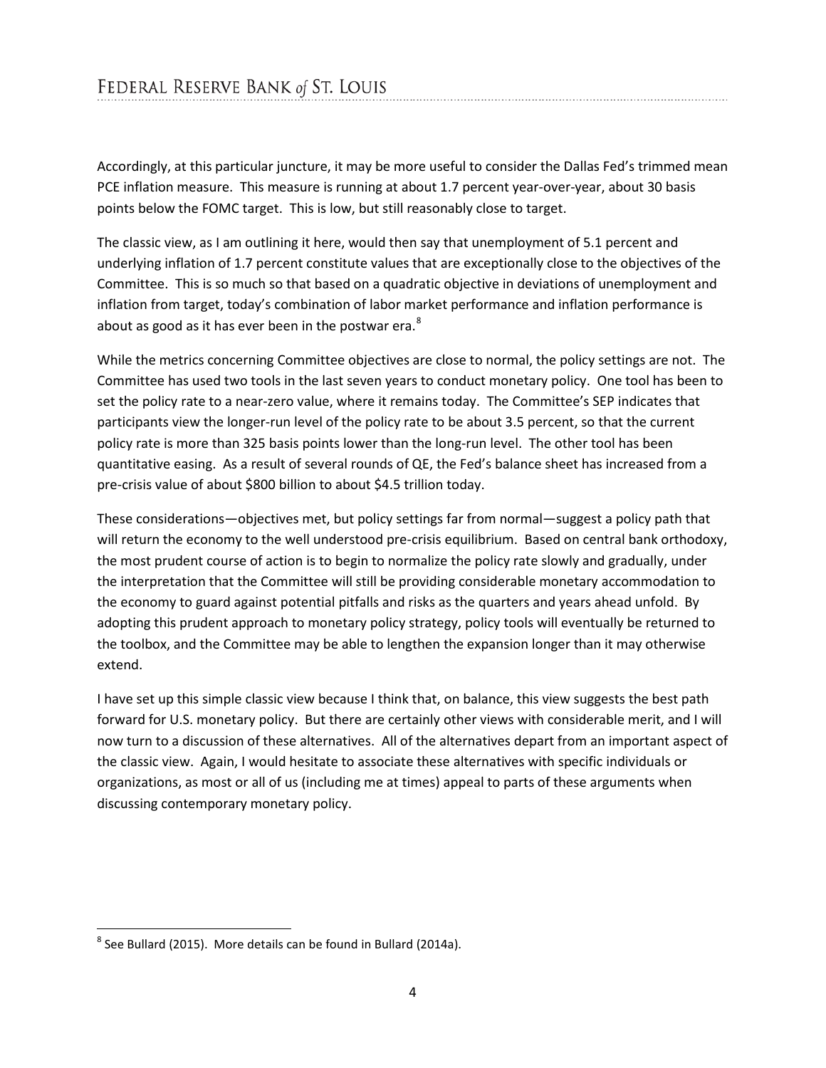Accordingly, at this particular juncture, it may be more useful to consider the Dallas Fed's trimmed mean PCE inflation measure. This measure is running at about 1.7 percent year-over-year, about 30 basis points below the FOMC target. This is low, but still reasonably close to target.

The classic view, as I am outlining it here, would then say that unemployment of 5.1 percent and underlying inflation of 1.7 percent constitute values that are exceptionally close to the objectives of the Committee. This is so much so that based on a quadratic objective in deviations of unemployment and inflation from target, today's combination of labor market performance and inflation performance is about as good as it has ever been in the postwar era.[8]

While the metrics concerning Committee objectives are close to normal, the policy settings are not. The Committee has used two tools in the last seven years to conduct monetary policy. One tool has been to set the policy rate to a near-zero value, where it remains today. The Committee's SEP indicates that participants view the longer-run level of the policy rate to be about 3.5 percent, so that the current policy rate is more than 325 basis points lower than the long-run level. The other tool has been quantitative easing. As a result of several rounds of QE, the Fed's balance sheet has increased from a pre-crisis value of about $800 billion to about $4.5 trillion today.

These considerations—objectives met, but policy settings far from normal—suggest a policy path that will return the economy to the well understood pre-crisis equilibrium. Based on central bank orthodoxy, the most prudent course of action is to begin to normalize the policy rate slowly and gradually, under the interpretation that the Committee will still be providing considerable monetary accommodation to the economy to guard against potential pitfalls and risks as the quarters and years ahead unfold. By adopting this prudent approach to monetary policy strategy, policy tools will eventually be returned to the toolbox, and the Committee may be able to lengthen the expansion longer than it may otherwise extend.

I have set up this simple classic view because I think that, on balance, this view suggests the best path forward for U.S. monetary policy. But there are certainly other views with considerable merit, and I will now turn to a discussion of these alternatives. All of the alternatives depart from an important aspect of the classic view. Again, I would hesitate to associate these alternatives with specific individuals or organizations, as most or all of us (including me at times) appeal to parts of these arguments when discussing contemporary monetary policy.

---

[8] See Bullard (2015). More details can be found in Bullard (2014a).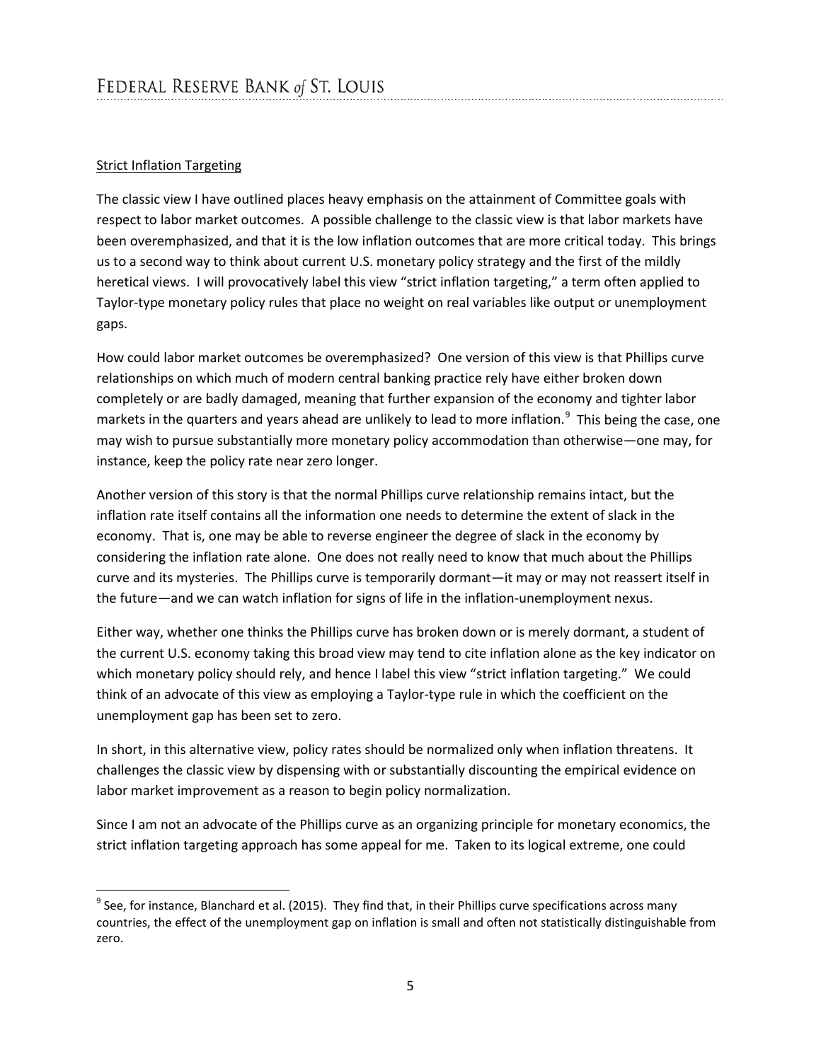## Strict Inflation Targeting

The classic view I have outlined places heavy emphasis on the attainment of Committee goals with respect to labor market outcomes. A possible challenge to the classic view is that labor markets have been overemphasized, and that it is the low inflation outcomes that are more critical today. This brings us to a second way to think about current U.S. monetary policy strategy and the first of the mildly heretical views. I will provocatively label this view "strict inflation targeting," a term often applied to Taylor-type monetary policy rules that place no weight on real variables like output or unemployment gaps.

How could labor market outcomes be overemphasized? One version of this view is that Phillips curve relationships on which much of modern central banking practice rely have either broken down completely or are badly damaged, meaning that further expansion of the economy and tighter labor markets in the quarters and years ahead are unlikely to lead to more inflation.[9] This being the case, one may wish to pursue substantially more monetary policy accommodation than otherwise—one may, for instance, keep the policy rate near zero longer.

Another version of this story is that the normal Phillips curve relationship remains intact, but the inflation rate itself contains all the information one needs to determine the extent of slack in the economy. That is, one may be able to reverse engineer the degree of slack in the economy by considering the inflation rate alone. One does not really need to know that much about the Phillips curve and its mysteries. The Phillips curve is temporarily dormant—it may or may not reassert itself in the future—and we can watch inflation for signs of life in the inflation-unemployment nexus.

Either way, whether one thinks the Phillips curve has broken down or is merely dormant, a student of the current U.S. economy taking this broad view may tend to cite inflation alone as the key indicator on which monetary policy should rely, and hence I label this view "strict inflation targeting." We could think of an advocate of this view as employing a Taylor-type rule in which the coefficient on the unemployment gap has been set to zero.

In short, in this alternative view, policy rates should be normalized only when inflation threatens. It challenges the classic view by dispensing with or substantially discounting the empirical evidence on labor market improvement as a reason to begin policy normalization.

Since I am not an advocate of the Phillips curve as an organizing principle for monetary economics, the strict inflation targeting approach has some appeal for me. Taken to its logical extreme, one could

[9] See, for instance, Blanchard et al. (2015). They find that, in their Phillips curve specifications across many countries, the effect of the unemployment gap on inflation is small and often not statistically distinguishable from zero.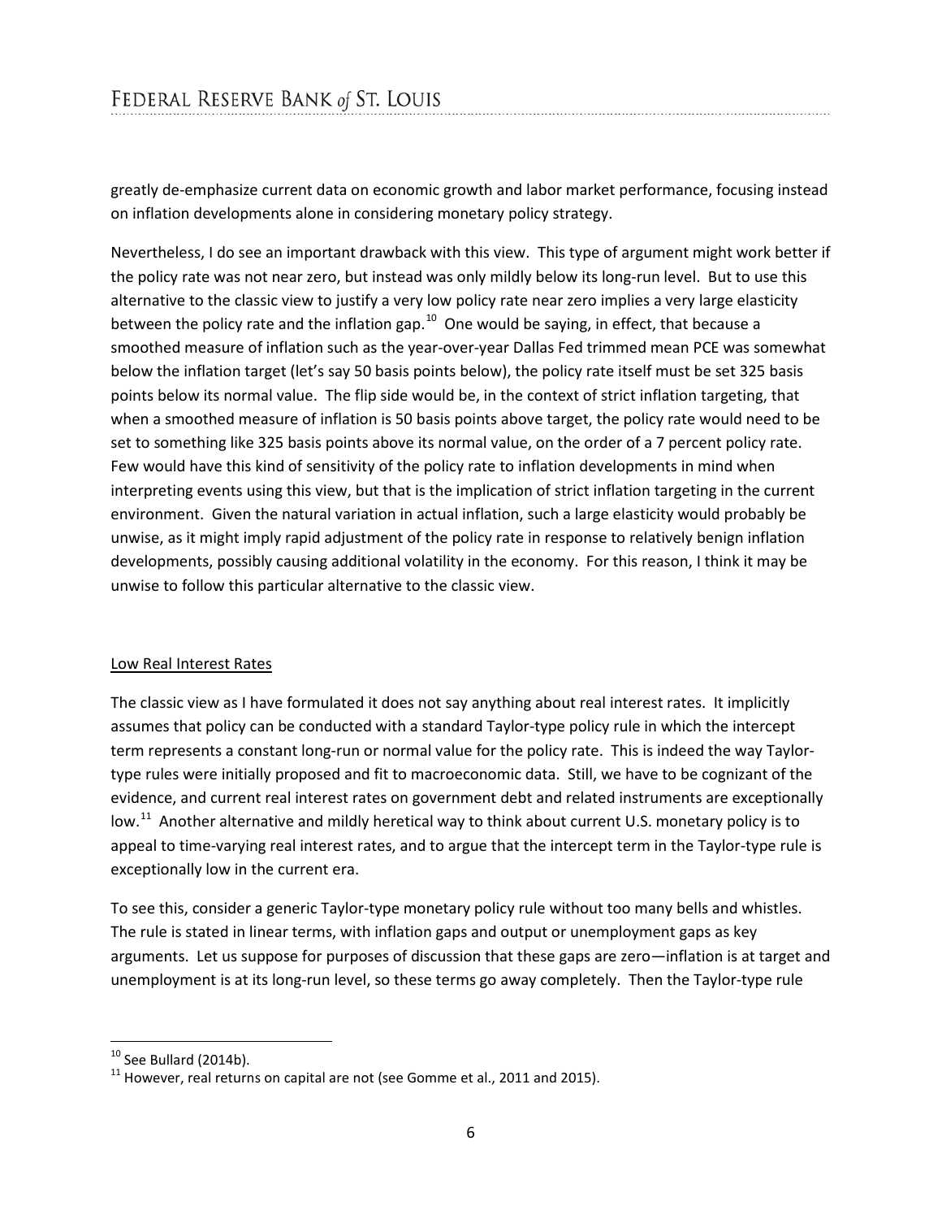greatly de-emphasize current data on economic growth and labor market performance, focusing instead on inflation developments alone in considering monetary policy strategy.

Nevertheless, I do see an important drawback with this view. This type of argument might work better if the policy rate was not near zero, but instead was only mildly below its long-run level. But to use this alternative to the classic view to justify a very low policy rate near zero implies a very large elasticity between the policy rate and the inflation gap.[10] One would be saying, in effect, that because a smoothed measure of inflation such as the year-over-year Dallas Fed trimmed mean PCE was somewhat below the inflation target (let's say 50 basis points below), the policy rate itself must be set 325 basis points below its normal value. The flip side would be, in the context of strict inflation targeting, that when a smoothed measure of inflation is 50 basis points above target, the policy rate would need to be set to something like 325 basis points above its normal value, on the order of a 7 percent policy rate. Few would have this kind of sensitivity of the policy rate to inflation developments in mind when interpreting events using this view, but that is the implication of strict inflation targeting in the current environment. Given the natural variation in actual inflation, such a large elasticity would probably be unwise, as it might imply rapid adjustment of the policy rate in response to relatively benign inflation developments, possibly causing additional volatility in the economy. For this reason, I think it may be unwise to follow this particular alternative to the classic view.

## Low Real Interest Rates

The classic view as I have formulated it does not say anything about real interest rates. It implicitly assumes that policy can be conducted with a standard Taylor-type policy rule in which the intercept term represents a constant long-run or normal value for the policy rate. This is indeed the way Taylor-type rules were initially proposed and fit to macroeconomic data. Still, we have to be cognizant of the evidence, and current real interest rates on government debt and related instruments are exceptionally low.[11] Another alternative and mildly heretical way to think about current U.S. monetary policy is to appeal to time-varying real interest rates, and to argue that the intercept term in the Taylor-type rule is exceptionally low in the current era.

To see this, consider a generic Taylor-type monetary policy rule without too many bells and whistles. The rule is stated in linear terms, with inflation gaps and output or unemployment gaps as key arguments. Let us suppose for purposes of discussion that these gaps are zero—inflation is at target and unemployment is at its long-run level, so these terms go away completely. Then the Taylor-type rule

---

[10] See Bullard (2014b).

[11] However, real returns on capital are not (see Gomme et al., 2011 and 2015).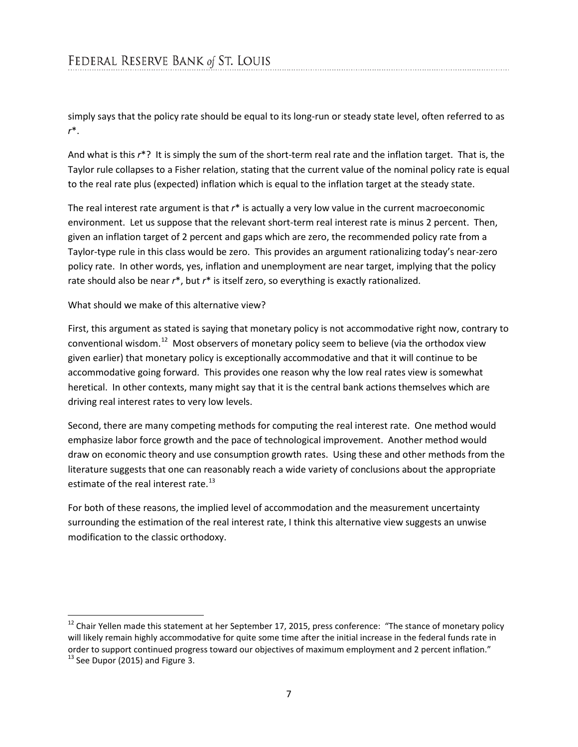simply says that the policy rate should be equal to its long-run or steady state level, often referred to as $r^*$.

And what is this $r^*$? It is simply the sum of the short-term real rate and the inflation target. That is, the Taylor rule collapses to a Fisher relation, stating that the current value of the nominal policy rate is equal to the real rate plus (expected) inflation which is equal to the inflation target at the steady state.

The real interest rate argument is that $r^*$ is actually a very low value in the current macroeconomic environment. Let us suppose that the relevant short-term real interest rate is minus 2 percent. Then, given an inflation target of 2 percent and gaps which are zero, the recommended policy rate from a Taylor-type rule in this class would be zero. This provides an argument rationalizing today's near-zero policy rate. In other words, yes, inflation and unemployment are near target, implying that the policy rate should also be near $r^*$, but $r^*$ is itself zero, so everything is exactly rationalized.

What should we make of this alternative view?

First, this argument as stated is saying that monetary policy is not accommodative right now, contrary to conventional wisdom.[12] Most observers of monetary policy seem to believe (via the orthodox view given earlier) that monetary policy is exceptionally accommodative and that it will continue to be accommodative going forward. This provides one reason why the low real rates view is somewhat heretical. In other contexts, many might say that it is the central bank actions themselves which are driving real interest rates to very low levels.

Second, there are many competing methods for computing the real interest rate. One method would emphasize labor force growth and the pace of technological improvement. Another method would draw on economic theory and use consumption growth rates. Using these and other methods from the literature suggests that one can reasonably reach a wide variety of conclusions about the appropriate estimate of the real interest rate.[13]

For both of these reasons, the implied level of accommodation and the measurement uncertainty surrounding the estimation of the real interest rate, I think this alternative view suggests an unwise modification to the classic orthodoxy.

---

[12] Chair Yellen made this statement at her September 17, 2015, press conference: "The stance of monetary policy will likely remain highly accommodative for quite some time after the initial increase in the federal funds rate in order to support continued progress toward our objectives of maximum employment and 2 percent inflation."

[13] See Dupor (2015) and Figure 3.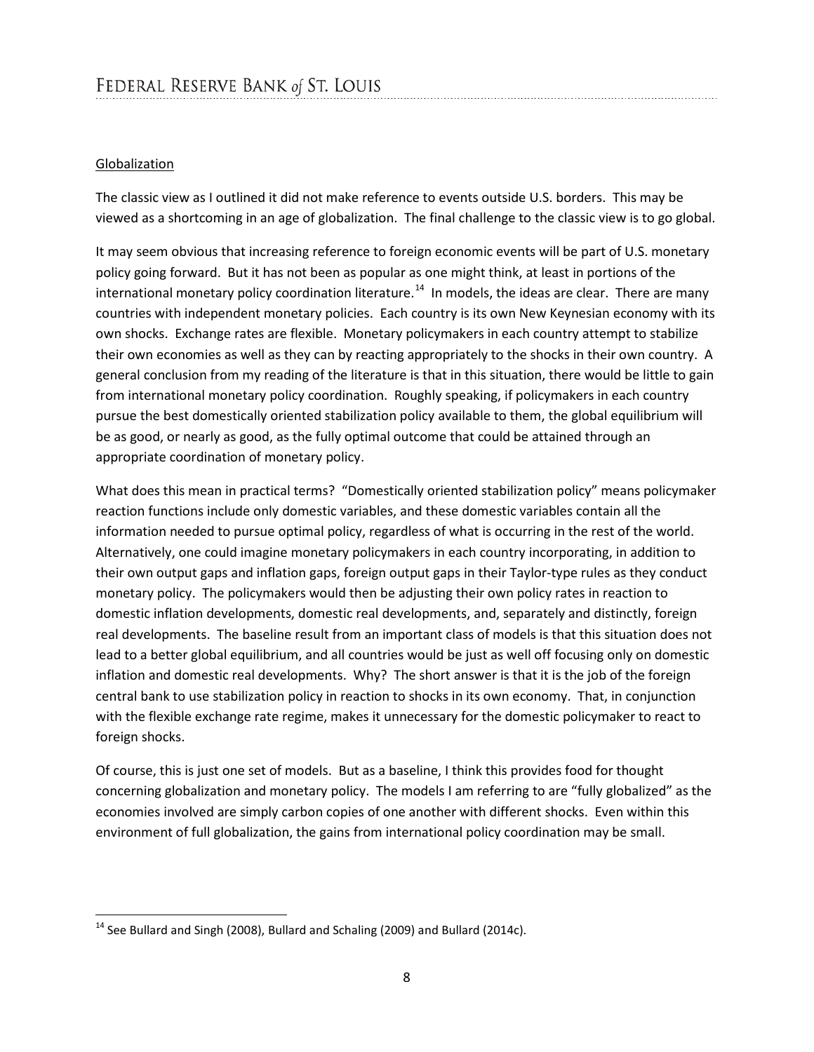## Globalization

The classic view as I outlined it did not make reference to events outside U.S. borders. This may be viewed as a shortcoming in an age of globalization. The final challenge to the classic view is to go global.

It may seem obvious that increasing reference to foreign economic events will be part of U.S. monetary policy going forward. But it has not been as popular as one might think, at least in portions of the international monetary policy coordination literature.[14] In models, the ideas are clear. There are many countries with independent monetary policies. Each country is its own New Keynesian economy with its own shocks. Exchange rates are flexible. Monetary policymakers in each country attempt to stabilize their own economies as well as they can by reacting appropriately to the shocks in their own country. A general conclusion from my reading of the literature is that in this situation, there would be little to gain from international monetary policy coordination. Roughly speaking, if policymakers in each country pursue the best domestically oriented stabilization policy available to them, the global equilibrium will be as good, or nearly as good, as the fully optimal outcome that could be attained through an appropriate coordination of monetary policy.

What does this mean in practical terms? "Domestically oriented stabilization policy" means policymaker reaction functions include only domestic variables, and these domestic variables contain all the information needed to pursue optimal policy, regardless of what is occurring in the rest of the world. Alternatively, one could imagine monetary policymakers in each country incorporating, in addition to their own output gaps and inflation gaps, foreign output gaps in their Taylor-type rules as they conduct monetary policy. The policymakers would then be adjusting their own policy rates in reaction to domestic inflation developments, domestic real developments, and, separately and distinctly, foreign real developments. The baseline result from an important class of models is that this situation does not lead to a better global equilibrium, and all countries would be just as well off focusing only on domestic inflation and domestic real developments. Why? The short answer is that it is the job of the foreign central bank to use stabilization policy in reaction to shocks in its own economy. That, in conjunction with the flexible exchange rate regime, makes it unnecessary for the domestic policymaker to react to foreign shocks.

Of course, this is just one set of models. But as a baseline, I think this provides food for thought concerning globalization and monetary policy. The models I am referring to are "fully globalized" as the economies involved are simply carbon copies of one another with different shocks. Even within this environment of full globalization, the gains from international policy coordination may be small.

[14] See Bullard and Singh (2008), Bullard and Schaling (2009) and Bullard (2014c).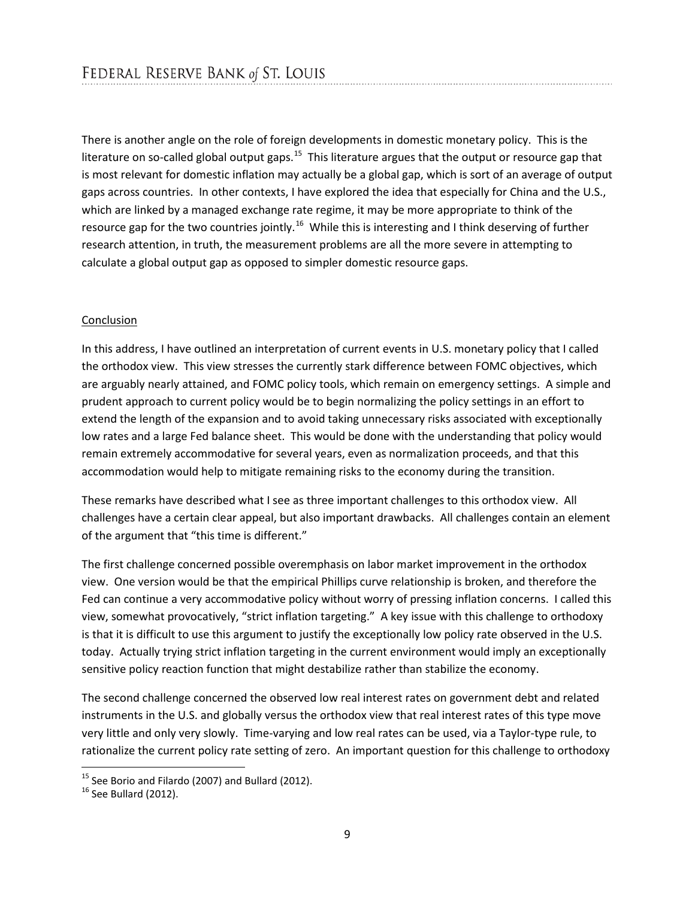There is another angle on the role of foreign developments in domestic monetary policy. This is the literature on so-called global output gaps.[15] This literature argues that the output or resource gap that is most relevant for domestic inflation may actually be a global gap, which is sort of an average of output gaps across countries. In other contexts, I have explored the idea that especially for China and the U.S., which are linked by a managed exchange rate regime, it may be more appropriate to think of the resource gap for the two countries jointly.[16] While this is interesting and I think deserving of further research attention, in truth, the measurement problems are all the more severe in attempting to calculate a global output gap as opposed to simpler domestic resource gaps.

## Conclusion

In this address, I have outlined an interpretation of current events in U.S. monetary policy that I called the orthodox view. This view stresses the currently stark difference between FOMC objectives, which are arguably nearly attained, and FOMC policy tools, which remain on emergency settings. A simple and prudent approach to current policy would be to begin normalizing the policy settings in an effort to extend the length of the expansion and to avoid taking unnecessary risks associated with exceptionally low rates and a large Fed balance sheet. This would be done with the understanding that policy would remain extremely accommodative for several years, even as normalization proceeds, and that this accommodation would help to mitigate remaining risks to the economy during the transition.

These remarks have described what I see as three important challenges to this orthodox view. All challenges have a certain clear appeal, but also important drawbacks. All challenges contain an element of the argument that "this time is different."

The first challenge concerned possible overemphasis on labor market improvement in the orthodox view. One version would be that the empirical Phillips curve relationship is broken, and therefore the Fed can continue a very accommodative policy without worry of pressing inflation concerns. I called this view, somewhat provocatively, "strict inflation targeting." A key issue with this challenge to orthodoxy is that it is difficult to use this argument to justify the exceptionally low policy rate observed in the U.S. today. Actually trying strict inflation targeting in the current environment would imply an exceptionally sensitive policy reaction function that might destabilize rather than stabilize the economy.

The second challenge concerned the observed low real interest rates on government debt and related instruments in the U.S. and globally versus the orthodox view that real interest rates of this type move very little and only very slowly. Time-varying and low real rates can be used, via a Taylor-type rule, to rationalize the current policy rate setting of zero. An important question for this challenge to orthodoxy

---

[15] See Borio and Filardo (2007) and Bullard (2012).

[16] See Bullard (2012).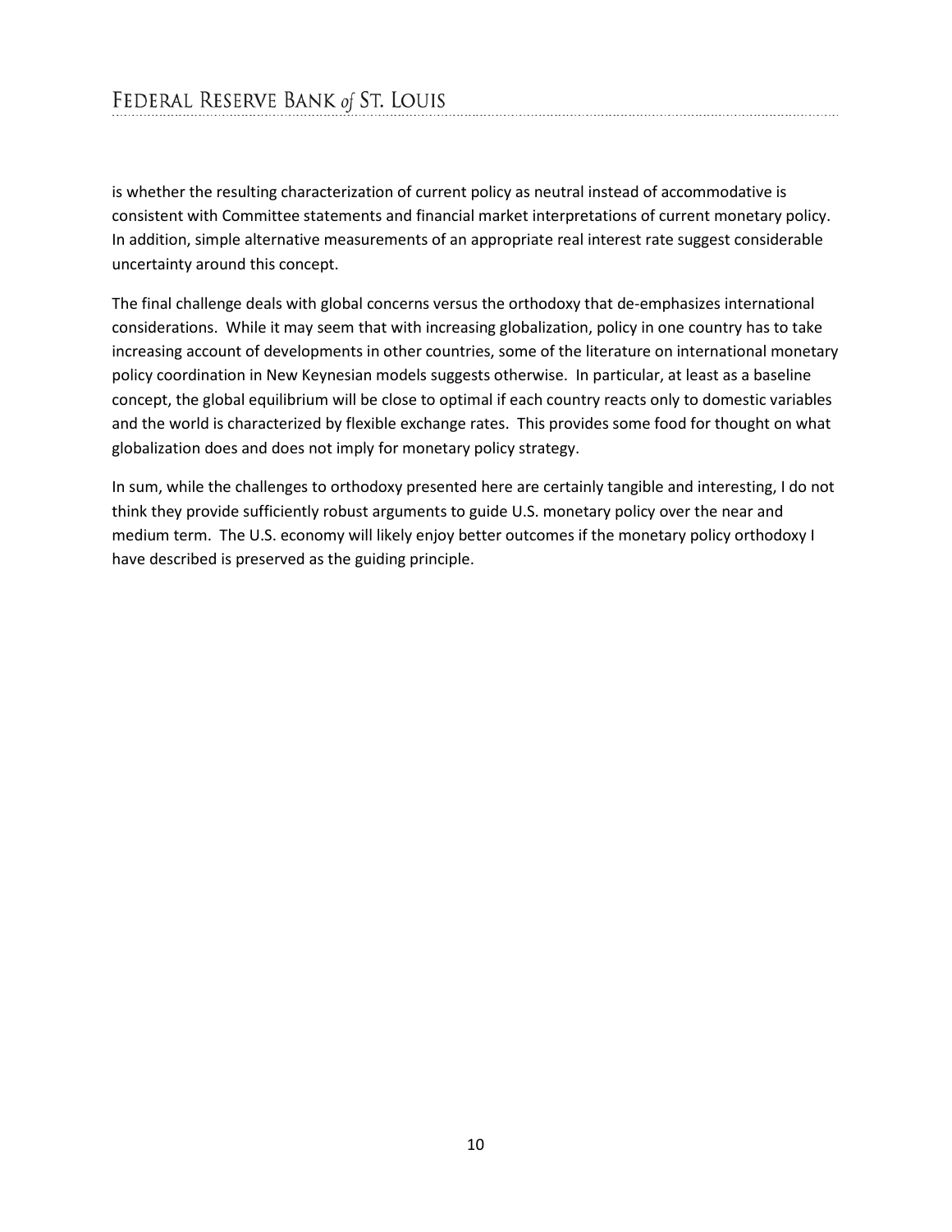is whether the resulting characterization of current policy as neutral instead of accommodative is consistent with Committee statements and financial market interpretations of current monetary policy. In addition, simple alternative measurements of an appropriate real interest rate suggest considerable uncertainty around this concept.

The final challenge deals with global concerns versus the orthodoxy that de-emphasizes international considerations. While it may seem that with increasing globalization, policy in one country has to take increasing account of developments in other countries, some of the literature on international monetary policy coordination in New Keynesian models suggests otherwise. In particular, at least as a baseline concept, the global equilibrium will be close to optimal if each country reacts only to domestic variables and the world is characterized by flexible exchange rates. This provides some food for thought on what globalization does and does not imply for monetary policy strategy.

In sum, while the challenges to orthodoxy presented here are certainly tangible and interesting, I do not think they provide sufficiently robust arguments to guide U.S. monetary policy over the near and medium term. The U.S. economy will likely enjoy better outcomes if the monetary policy orthodoxy I have described is preserved as the guiding principle.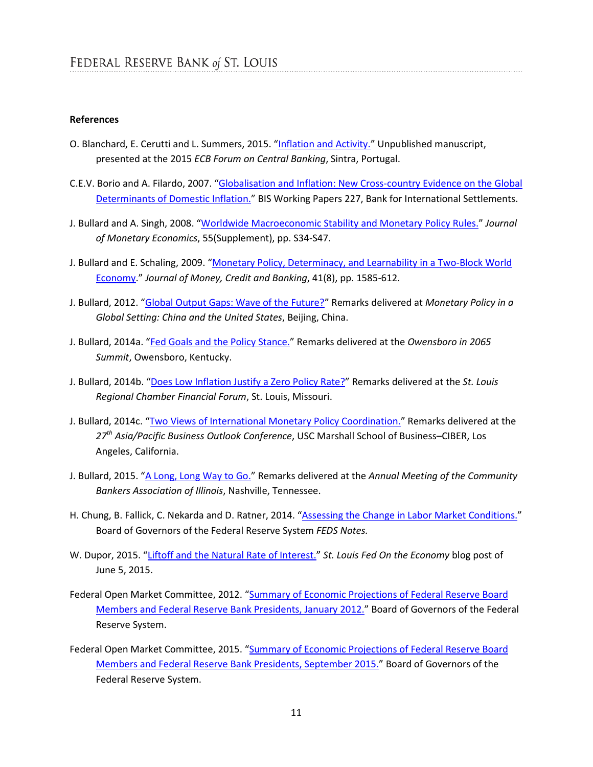**References**

O. Blanchard, E. Cerutti and L. Summers, 2015. "Inflation and Activity." Unpublished manuscript, presented at the 2015 *ECB Forum on Central Banking*, Sintra, Portugal.

C.E.V. Borio and A. Filardo, 2007. "Globalisation and Inflation: New Cross-country Evidence on the Global Determinants of Domestic Inflation." BIS Working Papers 227, Bank for International Settlements.

J. Bullard and A. Singh, 2008. "Worldwide Macroeconomic Stability and Monetary Policy Rules." *Journal of Monetary Economics*, 55(Supplement), pp. S34-S47.

J. Bullard and E. Schaling, 2009. "Monetary Policy, Determinacy, and Learnability in a Two-Block World Economy." *Journal of Money, Credit and Banking*, 41(8), pp. 1585-612.

J. Bullard, 2012. "Global Output Gaps: Wave of the Future?" Remarks delivered at *Monetary Policy in a Global Setting: China and the United States*, Beijing, China.

J. Bullard, 2014a. "Fed Goals and the Policy Stance." Remarks delivered at the *Owensboro in 2065 Summit*, Owensboro, Kentucky.

J. Bullard, 2014b. "Does Low Inflation Justify a Zero Policy Rate?" Remarks delivered at the *St. Louis Regional Chamber Financial Forum*, St. Louis, Missouri.

J. Bullard, 2014c. "Two Views of International Monetary Policy Coordination." Remarks delivered at the *27th Asia/Pacific Business Outlook Conference*, USC Marshall School of Business–CIBER, Los Angeles, California.

J. Bullard, 2015. "A Long, Long Way to Go." Remarks delivered at the *Annual Meeting of the Community Bankers Association of Illinois*, Nashville, Tennessee.

H. Chung, B. Fallick, C. Nekarda and D. Ratner, 2014. "Assessing the Change in Labor Market Conditions." Board of Governors of the Federal Reserve System *FEDS Notes.*

W. Dupor, 2015. "Liftoff and the Natural Rate of Interest." *St. Louis Fed On the Economy* blog post of June 5, 2015.

Federal Open Market Committee, 2012. "Summary of Economic Projections of Federal Reserve Board Members and Federal Reserve Bank Presidents, January 2012." Board of Governors of the Federal Reserve System.

Federal Open Market Committee, 2015. "Summary of Economic Projections of Federal Reserve Board Members and Federal Reserve Bank Presidents, September 2015." Board of Governors of the Federal Reserve System.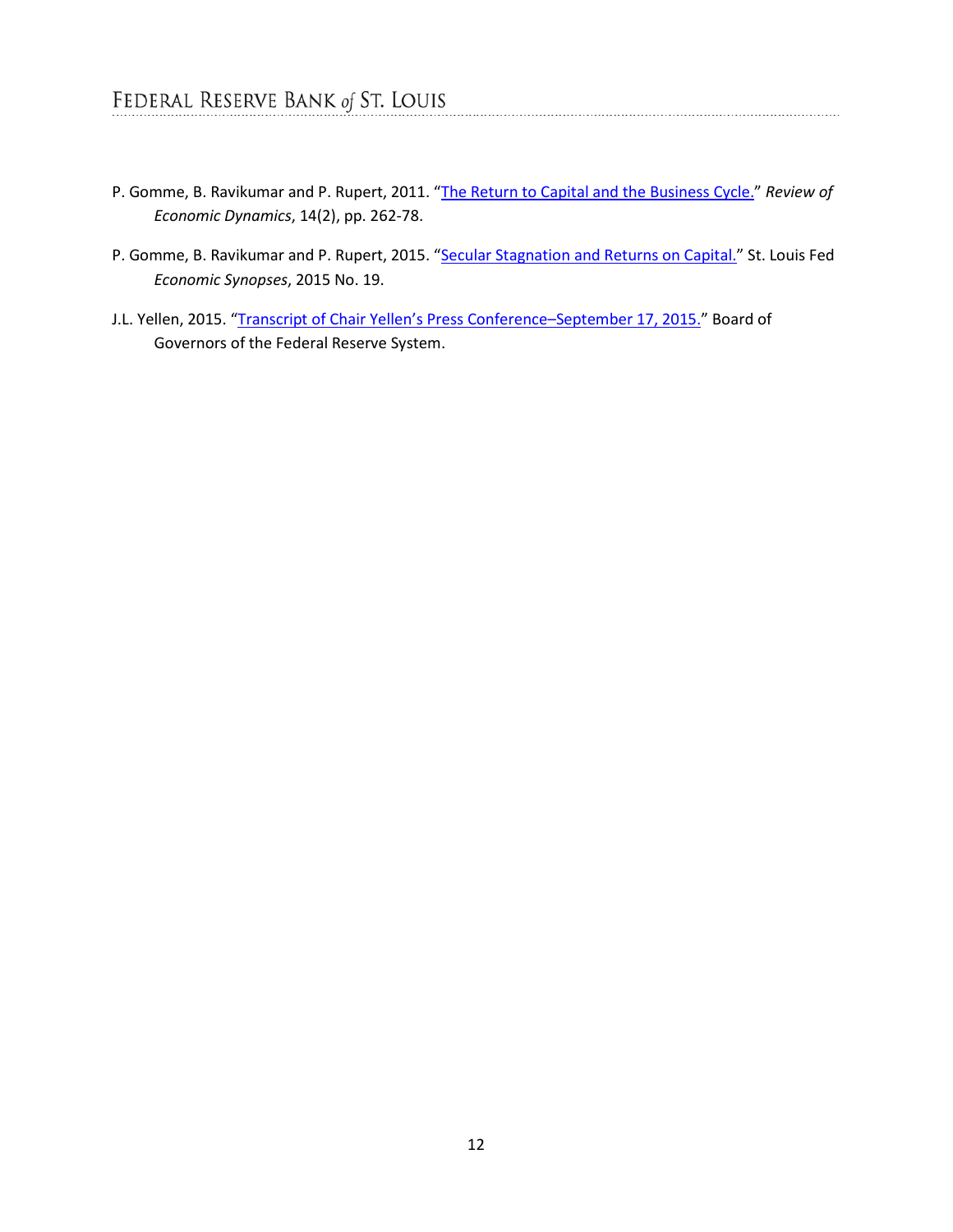P. Gomme, B. Ravikumar and P. Rupert, 2011. "The Return to Capital and the Business Cycle." *Review of Economic Dynamics*, 14(2), pp. 262-78.

P. Gomme, B. Ravikumar and P. Rupert, 2015. "Secular Stagnation and Returns on Capital." St. Louis Fed *Economic Synopses*, 2015 No. 19.

J.L. Yellen, 2015. "Transcript of Chair Yellen's Press Conference–September 17, 2015." Board of Governors of the Federal Reserve System.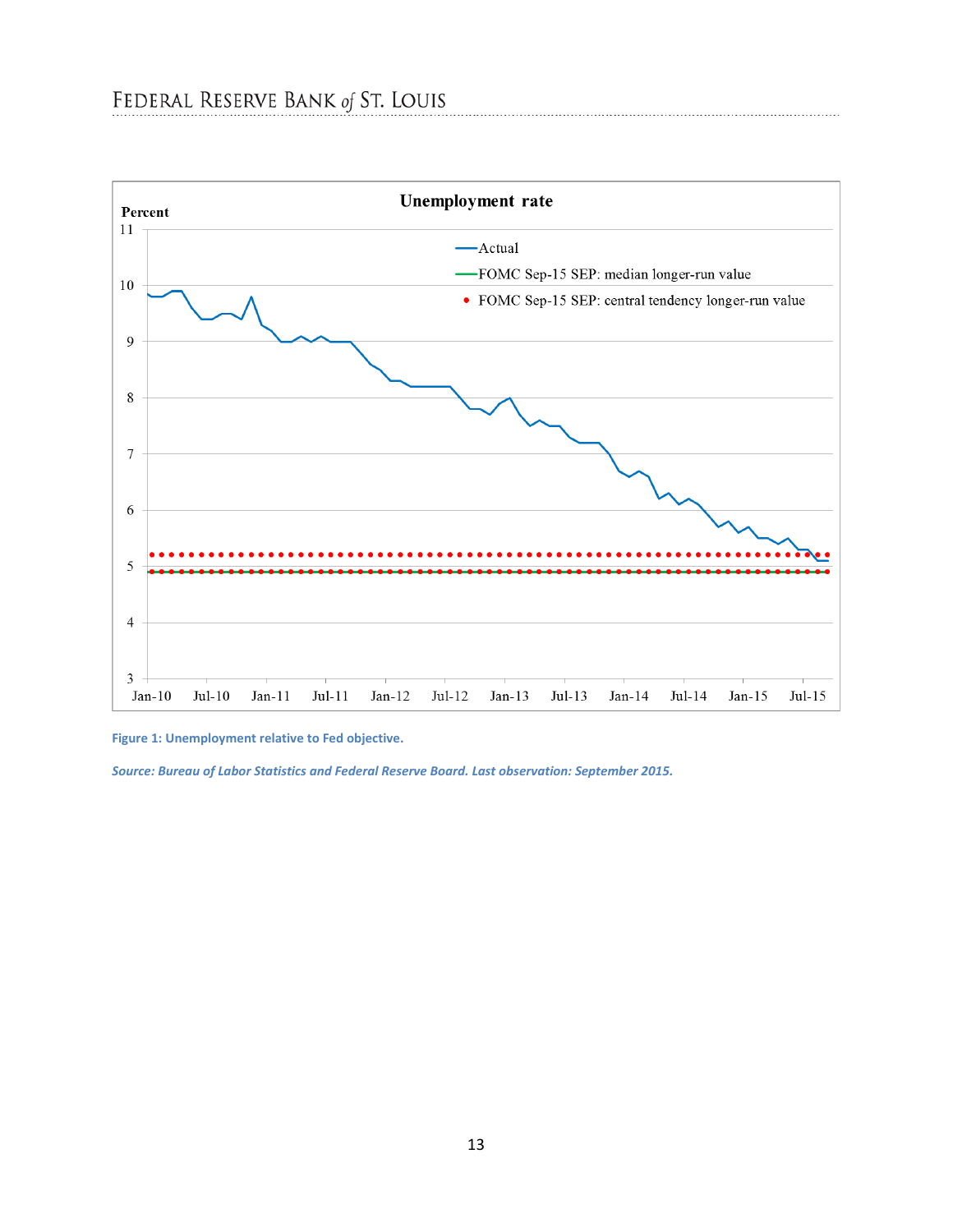**Figure 1: Unemployment relative to Fed objective.**

***Source: Bureau of Labor Statistics and Federal Reserve Board. Last observation: September 2015.***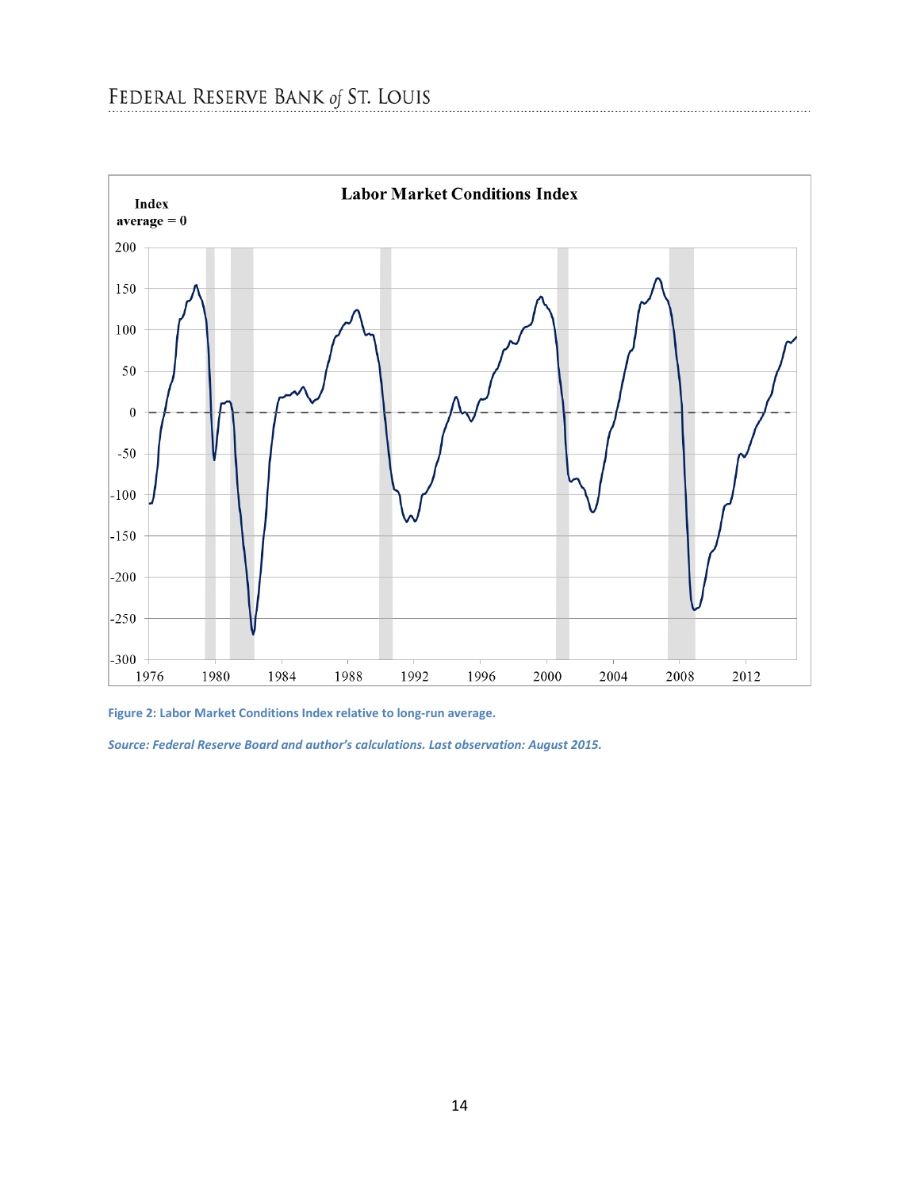Figure 2: Labor Market Conditions Index relative to long-run average.

*Source: Federal Reserve Board and author's calculations. Last observation: August 2015.*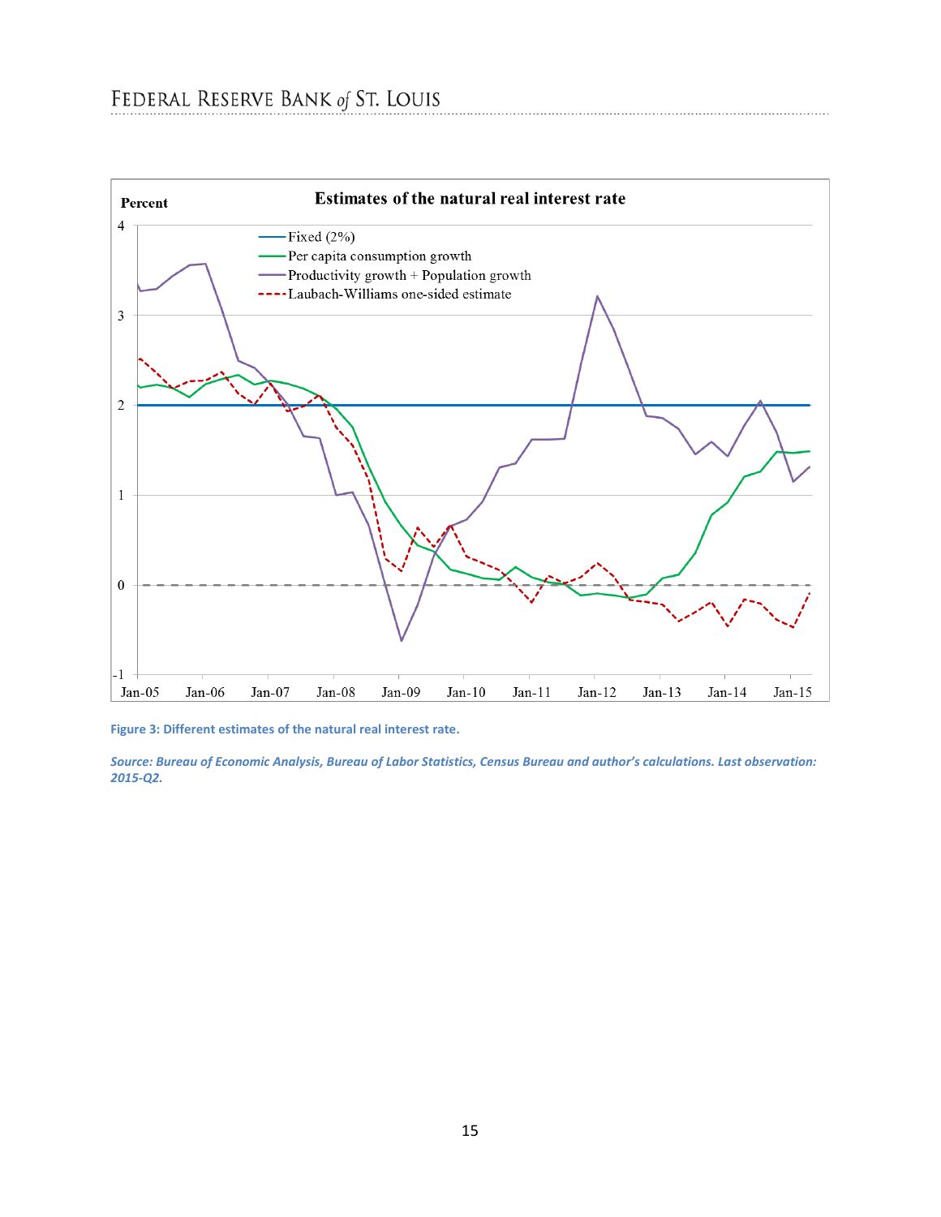Estimates of the natural real interest rate

Percent

4

3

2

1

0

-1

Jan-05 Jan-06 Jan-07 Jan-08 Jan-09 Jan-10 Jan-11 Jan-12 Jan-13 Jan-14 Jan-15

Fixed (2%)

Per capita consumption growth

Productivity growth + Population growth

Laubach-Williams one-sided estimate

**Figure 3: Different estimates of the natural real interest rate.**

***Source: Bureau of Economic Analysis, Bureau of Labor Statistics, Census Bureau and author's calculations. Last observation: 2015-Q2.***